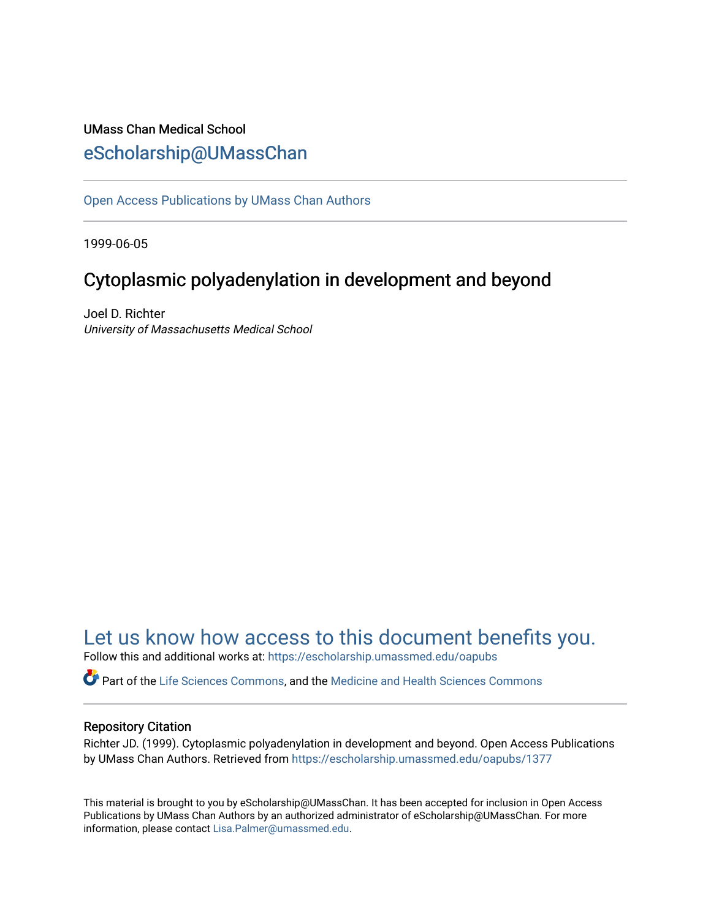UMass Chan Medical School

eScholarship@UMassChan

Open Access Publications by UMass Chan Authors

1999-06-05

# Cytoplasmic polyadenylation in development and beyond

Joel D. Richter
*University of Massachusetts Medical School*

Let us know how access to this document benefits you.

Follow this and additional works at: https://escholarship.umassmed.edu/oapubs

Part of the Life Sciences Commons, and the Medicine and Health Sciences Commons

## Repository Citation

Richter JD. (1999). Cytoplasmic polyadenylation in development and beyond. Open Access Publications by UMass Chan Authors. Retrieved from https://escholarship.umassmed.edu/oapubs/1377

This material is brought to you by eScholarship@UMassChan. It has been accepted for inclusion in Open Access Publications by UMass Chan Authors by an authorized administrator of eScholarship@UMassChan. For more information, please contact Lisa.Palmer@umassmed.edu.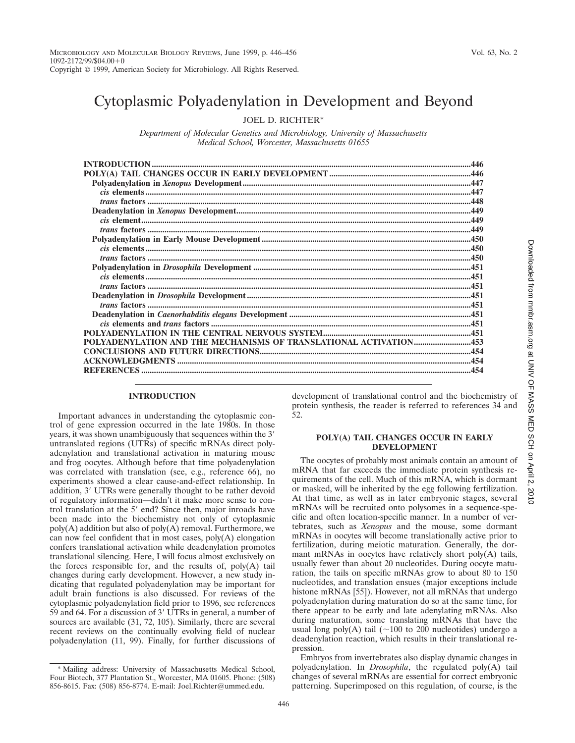# Cytoplasmic Polyadenylation in Development and Beyond

JOEL D. RICHTER*

*Department of Molecular Genetics and Microbiology, University of Massachusetts Medical School, Worcester, Massachusetts 01655*

| | |
|---|---|
| **INTRODUCTION** | **446** |
| **POLY(A) TAIL CHANGES OCCUR IN EARLY DEVELOPMENT** | **446** |
| **Polyadenylation in *Xenopus* Development** | **447** |
| ***cis* elements** | **447** |
| ***trans* factors** | **448** |
| **Deadenylation in *Xenopus* Development** | **449** |
| ***cis* element** | **449** |
| ***trans* factors** | **449** |
| **Polyadenylation in Early Mouse Development** | **450** |
| ***cis* elements** | **450** |
| ***trans* factors** | **450** |
| **Polyadenylation in *Drosophila* Development** | **451** |
| ***cis* elements** | **451** |
| ***trans* factors** | **451** |
| **Deadenylation in *Drosophila* Development** | **451** |
| ***trans* factors** | **451** |
| **Deadenylation in *Caenorhabditis elegans* Development** | **451** |
| ***cis* elements and *trans* factors** | **451** |
| **POLYADENYLATION IN THE CENTRAL NERVOUS SYSTEM** | **451** |
| **POLYADENYLATION AND THE MECHANISMS OF TRANSLATIONAL ACTIVATION** | **453** |
| **CONCLUSIONS AND FUTURE DIRECTIONS** | **454** |
| **ACKNOWLEDGMENTS** | **454** |
| **REFERENCES** | **454** |

## INTRODUCTION

Important advances in understanding the cytoplasmic control of gene expression occurred in the late 1980s. In those years, it was shown unambiguously that sequences within the 3′ untranslated regions (UTRs) of specific mRNAs direct polyadenylation and translational activation in maturing mouse and frog oocytes. Although before that time polyadenylation was correlated with translation (see, e.g., reference 66), no experiments showed a clear cause-and-effect relationship. In addition, 3′ UTRs were generally thought to be rather devoid of regulatory information—didn't it make more sense to control translation at the 5′ end? Since then, major inroads have been made into the biochemistry not only of cytoplasmic poly(A) addition but also of poly(A) removal. Furthermore, we can now feel confident that in most cases, poly(A) elongation confers translational activation while deadenylation promotes translational silencing. Here, I will focus almost exclusively on the forces responsible for, and the results of, poly(A) tail changes during early development. However, a new study indicating that regulated polyadenylation may be important for adult brain functions is also discussed. For reviews of the cytoplasmic polyadenylation field prior to 1996, see references 59 and 64. For a discussion of 3′ UTRs in general, a number of sources are available (31, 72, 105). Similarly, there are several recent reviews on the continually evolving field of nuclear polyadenylation (11, 99). Finally, for further discussions of development of translational control and the biochemistry of protein synthesis, the reader is referred to references 34 and 52.

## POLY(A) TAIL CHANGES OCCUR IN EARLY DEVELOPMENT

The oocytes of probably most animals contain an amount of mRNA that far exceeds the immediate protein synthesis requirements of the cell. Much of this mRNA, which is dormant or masked, will be inherited by the egg following fertilization. At that time, as well as in later embryonic stages, several mRNAs will be recruited onto polysomes in a sequence-specific and often location-specific manner. In a number of vertebrates, such as *Xenopus* and the mouse, some dormant mRNAs in oocytes will become translationally active prior to fertilization, during meiotic maturation. Generally, the dormant mRNAs in oocytes have relatively short poly(A) tails, usually fewer than about 20 nucleotides. During oocyte maturation, the tails on specific mRNAs grow to about 80 to 150 nucleotides, and translation ensues (major exceptions include histone mRNAs [55]). However, not all mRNAs that undergo polyadenylation during maturation do so at the same time, for there appear to be early and late adenylating mRNAs. Also during maturation, some translating mRNAs that have the usual long poly(A) tail (~100 to 200 nucleotides) undergo a deadenylation reaction, which results in their translational repression.

Embryos from invertebrates also display dynamic changes in polyadenylation. In *Drosophila*, the regulated poly(A) tail changes of several mRNAs are essential for correct embryonic patterning. Superimposed on this regulation, of course, is the

\* Mailing address: University of Massachusetts Medical School, Four Biotech, 377 Plantation St., Worcester, MA 01605. Phone: (508) 856-8615. Fax: (508) 856-8774. E-mail: Joel.Richter@ummed.edu.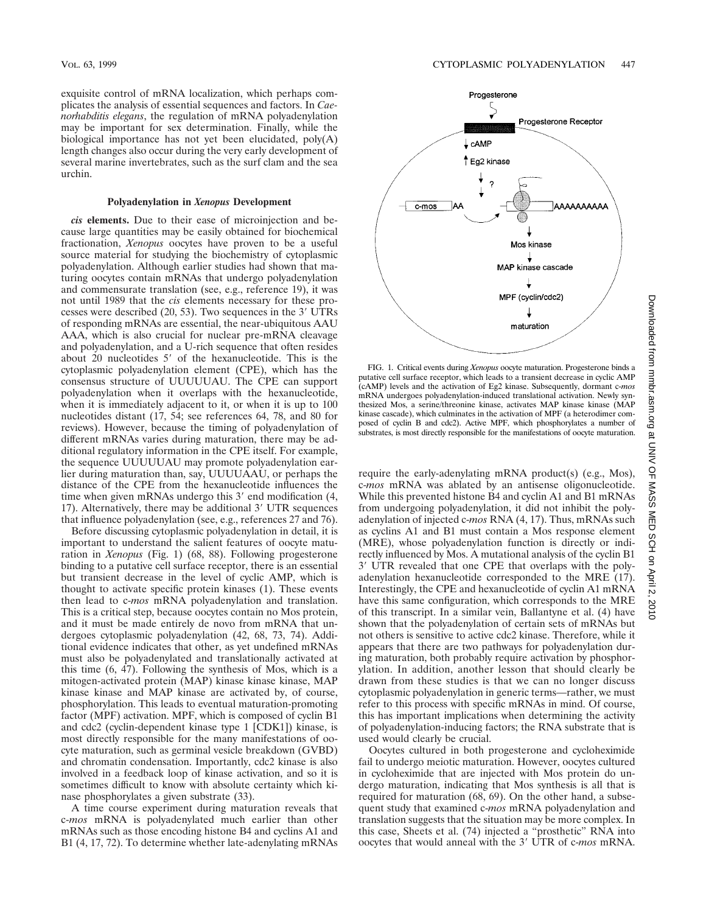exquisite control of mRNA localization, which perhaps complicates the analysis of essential sequences and factors. In *Caenorhabditis elegans*, the regulation of mRNA polyadenylation may be important for sex determination. Finally, while the biological importance has not yet been elucidated, poly(A) length changes also occur during the very early development of several marine invertebrates, such as the surf clam and the sea urchin.

### Polyadenylation in *Xenopus* Development

***cis* elements.** Due to their ease of microinjection and because large quantities may be easily obtained for biochemical fractionation, *Xenopus* oocytes have proven to be a useful source material for studying the biochemistry of cytoplasmic polyadenylation. Although earlier studies had shown that maturing oocytes contain mRNAs that undergo polyadenylation and commensurate translation (see, e.g., reference 19), it was not until 1989 that the *cis* elements necessary for these processes were described (20, 53). Two sequences in the 3′ UTRs of responding mRNAs are essential, the near-ubiquitous AAUAAA, which is also crucial for nuclear pre-mRNA cleavage and polyadenylation, and a U-rich sequence that often resides about 20 nucleotides 5′ of the hexanucleotide. This is the cytoplasmic polyadenylation element (CPE), which has the consensus structure of UUUUUAU. The CPE can support polyadenylation when it overlaps with the hexanucleotide, when it is immediately adjacent to it, or when it is up to 100 nucleotides distant (17, 54; see references 64, 78, and 80 for reviews). However, because the timing of polyadenylation of different mRNAs varies during maturation, there may be additional regulatory information in the CPE itself. For example, the sequence UUUUUAU may promote polyadenylation earlier during maturation than, say, UUUUAAU, or perhaps the distance of the CPE from the hexanucleotide influences the time when given mRNAs undergo this 3′ end modification (4, 17). Alternatively, there may be additional 3′ UTR sequences that influence polyadenylation (see, e.g., references 27 and 76).

Before discussing cytoplasmic polyadenylation in detail, it is important to understand the salient features of oocyte maturation in *Xenopus* (Fig. 1) (68, 88). Following progesterone binding to a putative cell surface receptor, there is an essential but transient decrease in the level of cyclic AMP, which is thought to activate specific protein kinases (1). These events then lead to c-*mos* mRNA polyadenylation and translation. This is a critical step, because oocytes contain no Mos protein, and it must be made entirely de novo from mRNA that undergoes cytoplasmic polyadenylation (42, 68, 73, 74). Additional evidence indicates that other, as yet undefined mRNAs must also be polyadenylated and translationally activated at this time (6, 47). Following the synthesis of Mos, which is a mitogen-activated protein (MAP) kinase kinase kinase, MAP kinase kinase and MAP kinase are activated by, of course, phosphorylation. This leads to eventual maturation-promoting factor (MPF) activation. MPF, which is composed of cyclin B1 and cdc2 (cyclin-dependent kinase type 1 [CDK1]) kinase, is most directly responsible for the many manifestations of oocyte maturation, such as germinal vesicle breakdown (GVBD) and chromatin condensation. Importantly, cdc2 kinase is also involved in a feedback loop of kinase activation, and so it is sometimes difficult to know with absolute certainty which kinase phosphorylates a given substrate (33).

A time course experiment during maturation reveals that c-*mos* mRNA is polyadenylated much earlier than other mRNAs such as those encoding histone B4 and cyclins A1 and B1 (4, 17, 72). To determine whether late-adenylating mRNAs require the early-adenylating mRNA product(s) (e.g., Mos), c-*mos* mRNA was ablated by an antisense oligonucleotide. While this prevented histone B4 and cyclin A1 and B1 mRNAs from undergoing polyadenylation, it did not inhibit the polyadenylation of injected c-*mos* RNA (4, 17). Thus, mRNAs such as cyclins A1 and B1 must contain a Mos response element (MRE), whose polyadenylation function is directly or indirectly influenced by Mos. A mutational analysis of the cyclin B1 3′ UTR revealed that one CPE that overlaps with the polyadenylation hexanucleotide corresponded to the MRE (17). Interestingly, the CPE and hexanucleotide of cyclin A1 mRNA have this same configuration, which corresponds to the MRE of this transcript. In a similar vein, Ballantyne et al. (4) have shown that the polyadenylation of certain sets of mRNAs but not others is sensitive to active cdc2 kinase. Therefore, while it appears that there are two pathways for polyadenylation during maturation, both probably require activation by phosphorylation. In addition, another lesson that should clearly be drawn from these studies is that we can no longer discuss cytoplasmic polyadenylation in generic terms—rather, we must refer to this process with specific mRNAs in mind. Of course, this has important implications when determining the activity of polyadenylation-inducing factors; the RNA substrate that is used would clearly be crucial.

Oocytes cultured in both progesterone and cycloheximide fail to undergo meiotic maturation. However, oocytes cultured in cycloheximide that are injected with Mos protein do undergo maturation, indicating that Mos synthesis is all that is required for maturation (68, 69). On the other hand, a subsequent study that examined c-*mos* mRNA polyadenylation and translation suggests that the situation may be more complex. In this case, Sheets et al. (74) injected a "prosthetic" RNA into oocytes that would anneal with the 3′ UTR of c-*mos* mRNA.

FIG. 1. Critical events during *Xenopus* oocyte maturation. Progesterone binds a putative cell surface receptor, which leads to a transient decrease in cyclic AMP (cAMP) levels and the activation of Eg2 kinase. Subsequently, dormant c-*mos* mRNA undergoes polyadenylation-induced translational activation. Newly synthesized Mos, a serine/threonine kinase, activates MAP kinase kinase (MAP kinase cascade), which culminates in the activation of MPF (a heterodimer composed of cyclin B and cdc2). Active MPF, which phosphorylates a number of substrates, is most directly responsible for the manifestations of oocyte maturation.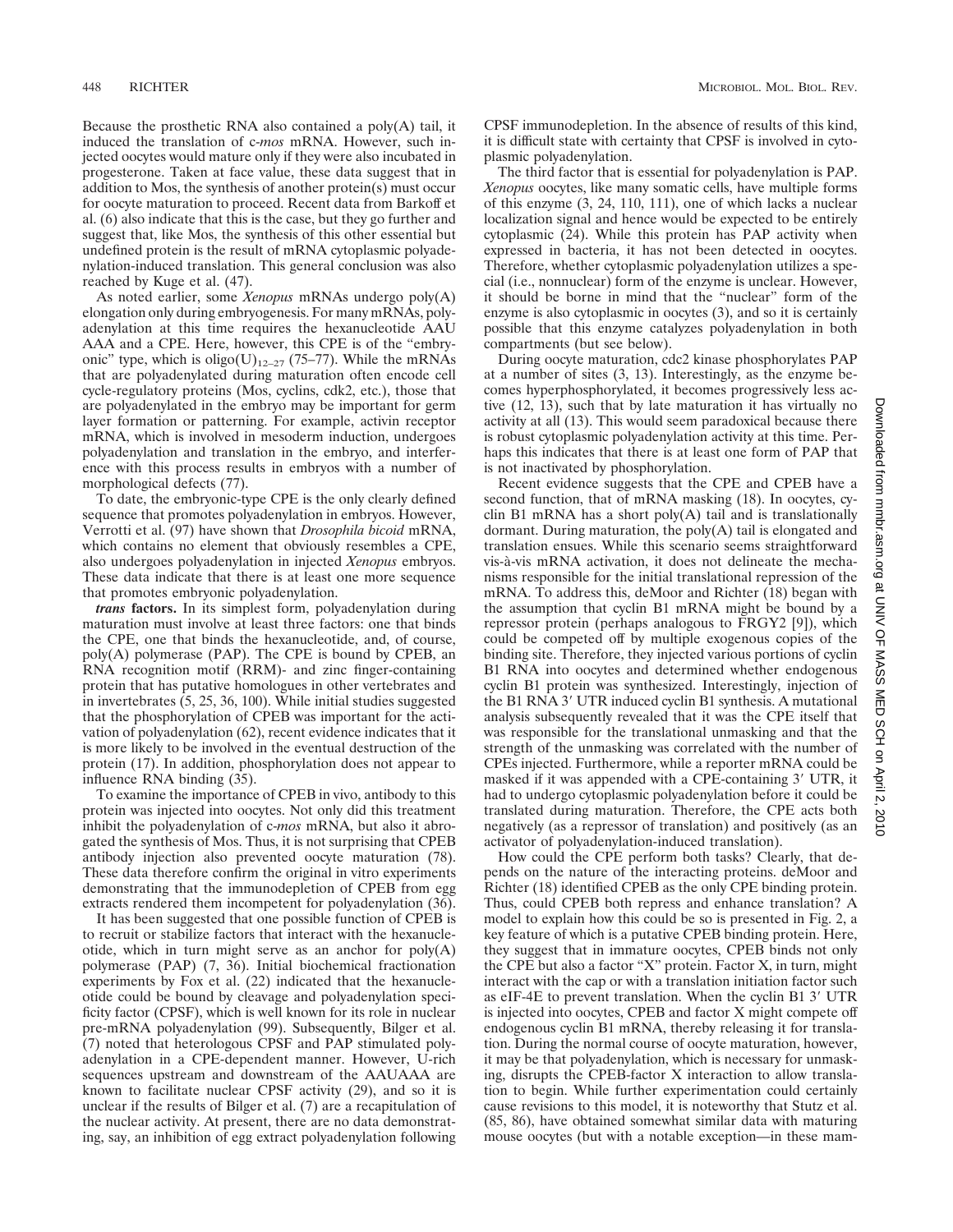Because the prosthetic RNA also contained a poly(A) tail, it induced the translation of c-*mos* mRNA. However, such injected oocytes would mature only if they were also incubated in progesterone. Taken at face value, these data suggest that in addition to Mos, the synthesis of another protein(s) must occur for oocyte maturation to proceed. Recent data from Barkoff et al. (6) also indicate that this is the case, but they go further and suggest that, like Mos, the synthesis of this other essential but undefined protein is the result of mRNA cytoplasmic polyadenylation-induced translation. This general conclusion was also reached by Kuge et al. (47).

As noted earlier, some *Xenopus* mRNAs undergo poly(A) elongation only during embryogenesis. For many mRNAs, polyadenylation at this time requires the hexanucleotide AAU AAA and a CPE. Here, however, this CPE is of the "embryonic" type, which is oligo$(U)_{12-27}$ (75–77). While the mRNAs that are polyadenylated during maturation often encode cell cycle-regulatory proteins (Mos, cyclins, cdk2, etc.), those that are polyadenylated in the embryo may be important for germ layer formation or patterning. For example, activin receptor mRNA, which is involved in mesoderm induction, undergoes polyadenylation and translation in the embryo, and interference with this process results in embryos with a number of morphological defects (77).

To date, the embryonic-type CPE is the only clearly defined sequence that promotes polyadenylation in embryos. However, Verrotti et al. (97) have shown that *Drosophila bicoid* mRNA, which contains no element that obviously resembles a CPE, also undergoes polyadenylation in injected *Xenopus* embryos. These data indicate that there is at least one more sequence that promotes embryonic polyadenylation.

***trans* factors.** In its simplest form, polyadenylation during maturation must involve at least three factors: one that binds the CPE, one that binds the hexanucleotide, and, of course, poly(A) polymerase (PAP). The CPE is bound by CPEB, an RNA recognition motif (RRM)- and zinc finger-containing protein that has putative homologues in other vertebrates and in invertebrates (5, 25, 36, 100). While initial studies suggested that the phosphorylation of CPEB was important for the activation of polyadenylation (62), recent evidence indicates that it is more likely to be involved in the eventual destruction of the protein (17). In addition, phosphorylation does not appear to influence RNA binding (35).

To examine the importance of CPEB in vivo, antibody to this protein was injected into oocytes. Not only did this treatment inhibit the polyadenylation of c-*mos* mRNA, but also it abrogated the synthesis of Mos. Thus, it is not surprising that CPEB antibody injection also prevented oocyte maturation (78). These data therefore confirm the original in vitro experiments demonstrating that the immunodepletion of CPEB from egg extracts rendered them incompetent for polyadenylation (36).

It has been suggested that one possible function of CPEB is to recruit or stabilize factors that interact with the hexanucleotide, which in turn might serve as an anchor for poly(A) polymerase (PAP) (7, 36). Initial biochemical fractionation experiments by Fox et al. (22) indicated that the hexanucleotide could be bound by cleavage and polyadenylation specificity factor (CPSF), which is well known for its role in nuclear pre-mRNA polyadenylation (99). Subsequently, Bilger et al. (7) noted that heterologous CPSF and PAP stimulated polyadenylation in a CPE-dependent manner. However, U-rich sequences upstream and downstream of the AAUAAA are known to facilitate nuclear CPSF activity (29), and so it is unclear if the results of Bilger et al. (7) are a recapitulation of the nuclear activity. At present, there are no data demonstrating, say, an inhibition of egg extract polyadenylation following CPSF immunodepletion. In the absence of results of this kind, it is difficult state with certainty that CPSF is involved in cytoplasmic polyadenylation.

The third factor that is essential for polyadenylation is PAP. *Xenopus* oocytes, like many somatic cells, have multiple forms of this enzyme (3, 24, 110, 111), one of which lacks a nuclear localization signal and hence would be expected to be entirely cytoplasmic (24). While this protein has PAP activity when expressed in bacteria, it has not been detected in oocytes. Therefore, whether cytoplasmic polyadenylation utilizes a special (i.e., nonnuclear) form of the enzyme is unclear. However, it should be borne in mind that the "nuclear" form of the enzyme is also cytoplasmic in oocytes (3), and so it is certainly possible that this enzyme catalyzes polyadenylation in both compartments (but see below).

During oocyte maturation, cdc2 kinase phosphorylates PAP at a number of sites (3, 13). Interestingly, as the enzyme becomes hyperphosphorylated, it becomes progressively less active (12, 13), such that by late maturation it has virtually no activity at all (13). This would seem paradoxical because there is robust cytoplasmic polyadenylation activity at this time. Perhaps this indicates that there is at least one form of PAP that is not inactivated by phosphorylation.

Recent evidence suggests that the CPE and CPEB have a second function, that of mRNA masking (18). In oocytes, cyclin B1 mRNA has a short poly(A) tail and is translationally dormant. During maturation, the poly(A) tail is elongated and translation ensues. While this scenario seems straightforward vis-à-vis mRNA activation, it does not delineate the mechanisms responsible for the initial translational repression of the mRNA. To address this, deMoor and Richter (18) began with the assumption that cyclin B1 mRNA might be bound by a repressor protein (perhaps analogous to FRGY2 [9]), which could be competed off by multiple exogenous copies of the binding site. Therefore, they injected various portions of cyclin B1 RNA into oocytes and determined whether endogenous cyclin B1 protein was synthesized. Interestingly, injection of the B1 RNA 3′ UTR induced cyclin B1 synthesis. A mutational analysis subsequently revealed that it was the CPE itself that was responsible for the translational unmasking and that the strength of the unmasking was correlated with the number of CPEs injected. Furthermore, while a reporter mRNA could be masked if it was appended with a CPE-containing 3′ UTR, it had to undergo cytoplasmic polyadenylation before it could be translated during maturation. Therefore, the CPE acts both negatively (as a repressor of translation) and positively (as an activator of polyadenylation-induced translation).

How could the CPE perform both tasks? Clearly, that depends on the nature of the interacting proteins. deMoor and Richter (18) identified CPEB as the only CPE binding protein. Thus, could CPEB both repress and enhance translation? A model to explain how this could be so is presented in Fig. 2, a key feature of which is a putative CPEB binding protein. Here, they suggest that in immature oocytes, CPEB binds not only the CPE but also a factor "X" protein. Factor X, in turn, might interact with the cap or with a translation initiation factor such as eIF-4E to prevent translation. When the cyclin B1 3′ UTR is injected into oocytes, CPEB and factor X might compete off endogenous cyclin B1 mRNA, thereby releasing it for translation. During the normal course of oocyte maturation, however, it may be that polyadenylation, which is necessary for unmasking, disrupts the CPEB-factor X interaction to allow translation to begin. While further experimentation could certainly cause revisions to this model, it is noteworthy that Stutz et al. (85, 86), have obtained somewhat similar data with maturing mouse oocytes (but with a notable exception—in these mam-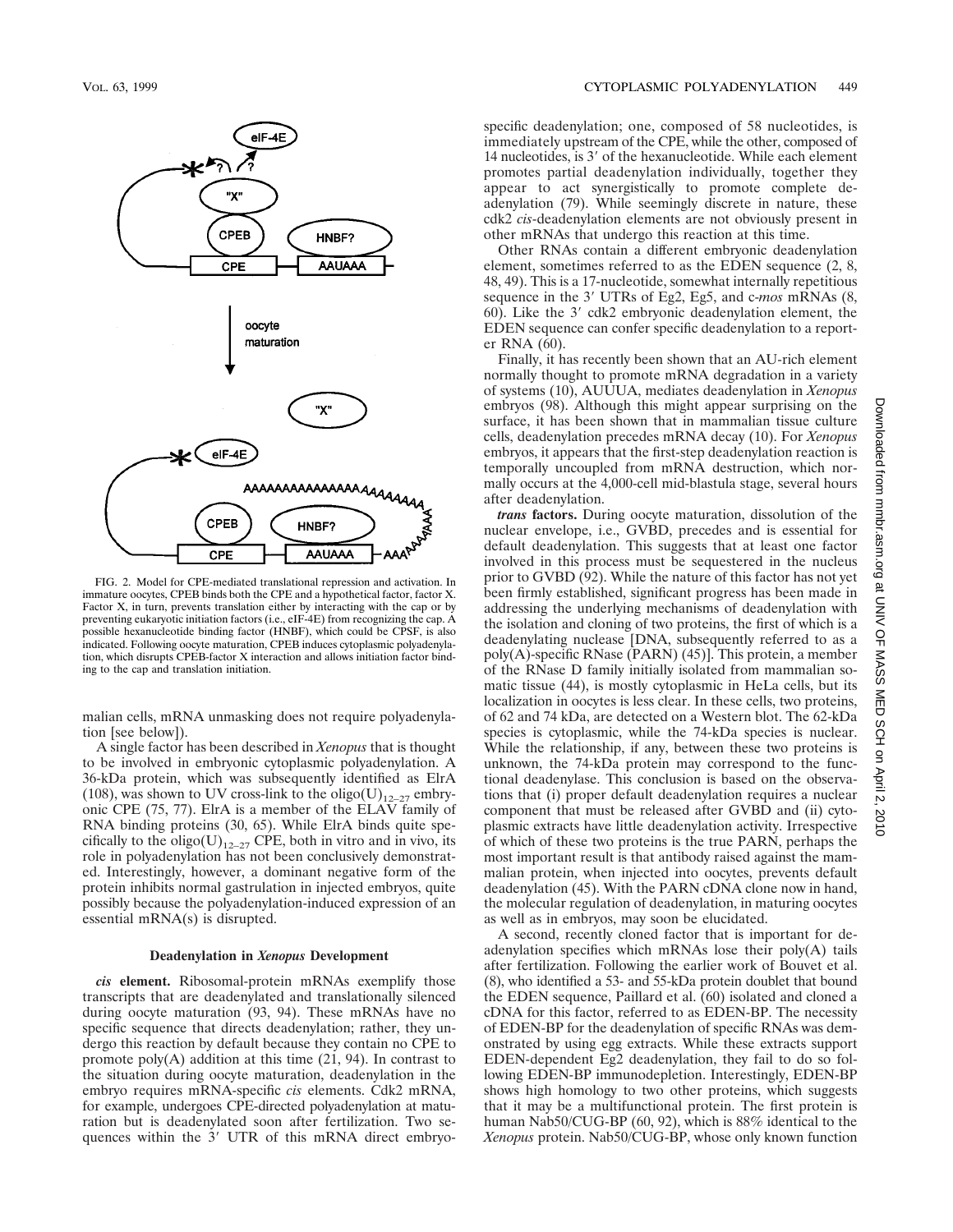FIG. 2. Model for CPE-mediated translational repression and activation. In immature oocytes, CPEB binds both the CPE and a hypothetical factor, factor X. Factor X, in turn, prevents translation either by interacting with the cap or by preventing eukaryotic initiation factors (i.e., eIF-4E) from recognizing the cap. A possible hexanucleotide binding factor (HNBF), which could be CPSF, is also indicated. Following oocyte maturation, CPEB induces cytoplasmic polyadenylation, which disrupts CPEB-factor X interaction and allows initiation factor binding to the cap and translation initiation.

malian cells, mRNA unmasking does not require polyadenylation [see below]).

A single factor has been described in *Xenopus* that is thought to be involved in embryonic cytoplasmic polyadenylation. A 36-kDa protein, which was subsequently identified as ElrA (108), was shown to UV cross-link to the oligo$(U)_{12-27}$ embryonic CPE (75, 77). ElrA is a member of the ELAV family of RNA binding proteins (30, 65). While ElrA binds quite specifically to the oligo$(U)_{12-27}$ CPE, both in vitro and in vivo, its role in polyadenylation has not been conclusively demonstrated. Interestingly, however, a dominant negative form of the protein inhibits normal gastrulation in injected embryos, quite possibly because the polyadenylation-induced expression of an essential mRNA(s) is disrupted.

### Deadenylation in *Xenopus* Development

***cis* element.** Ribosomal-protein mRNAs exemplify those transcripts that are deadenylated and translationally silenced during oocyte maturation (93, 94). These mRNAs have no specific sequence that directs deadenylation; rather, they undergo this reaction by default because they contain no CPE to promote poly(A) addition at this time (21, 94). In contrast to the situation during oocyte maturation, deadenylation in the embryo requires mRNA-specific *cis* elements. Cdk2 mRNA, for example, undergoes CPE-directed polyadenylation at maturation but is deadenylated soon after fertilization. Two sequences within the 3′ UTR of this mRNA direct embryo-specific deadenylation; one, composed of 58 nucleotides, is immediately upstream of the CPE, while the other, composed of 14 nucleotides, is 3′ of the hexanucleotide. While each element promotes partial deadenylation individually, together they appear to act synergistically to promote complete deadenylation (79). While seemingly discrete in nature, these cdk2 *cis*-deadenylation elements are not obviously present in other mRNAs that undergo this reaction at this time.

Other RNAs contain a different embryonic deadenylation element, sometimes referred to as the EDEN sequence (2, 8, 48, 49). This is a 17-nucleotide, somewhat internally repetitious sequence in the 3′ UTRs of Eg2, Eg5, and c-*mos* mRNAs (8, 60). Like the 3′ cdk2 embryonic deadenylation element, the EDEN sequence can confer specific deadenylation to a reporter RNA (60).

Finally, it has recently been shown that an AU-rich element normally thought to promote mRNA degradation in a variety of systems (10), AUUUA, mediates deadenylation in *Xenopus* embryos (98). Although this might appear surprising on the surface, it has been shown that in mammalian tissue culture cells, deadenylation precedes mRNA decay (10). For *Xenopus* embryos, it appears that the first-step deadenylation reaction is temporally uncoupled from mRNA destruction, which normally occurs at the 4,000-cell mid-blastula stage, several hours after deadenylation.

***trans* factors.** During oocyte maturation, dissolution of the nuclear envelope, i.e., GVBD, precedes and is essential for default deadenylation. This suggests that at least one factor involved in this process must be sequestered in the nucleus prior to GVBD (92). While the nature of this factor has not yet been firmly established, significant progress has been made in addressing the underlying mechanisms of deadenylation with the isolation and cloning of two proteins, the first of which is a deadenylating nuclease [DNA, subsequently referred to as a poly(A)-specific RNase (PARN) (45)]. This protein, a member of the RNase D family initially isolated from mammalian somatic tissue (44), is mostly cytoplasmic in HeLa cells, but its localization in oocytes is less clear. In these cells, two proteins, of 62 and 74 kDa, are detected on a Western blot. The 62-kDa species is cytoplasmic, while the 74-kDa species is nuclear. While the relationship, if any, between these two proteins is unknown, the 74-kDa protein may correspond to the functional deadenylase. This conclusion is based on the observations that (i) proper default deadenylation requires a nuclear component that must be released after GVBD and (ii) cytoplasmic extracts have little deadenylation activity. Irrespective of which of these two proteins is the true PARN, perhaps the most important result is that antibody raised against the mammalian protein, when injected into oocytes, prevents default deadenylation (45). With the PARN cDNA clone now in hand, the molecular regulation of deadenylation, in maturing oocytes as well as in embryos, may soon be elucidated.

A second, recently cloned factor that is important for deadenylation specifies which mRNAs lose their poly(A) tails after fertilization. Following the earlier work of Bouvet et al. (8), who identified a 53- and 55-kDa protein doublet that bound the EDEN sequence, Paillard et al. (60) isolated and cloned a cDNA for this factor, referred to as EDEN-BP. The necessity of EDEN-BP for the deadenylation of specific RNAs was demonstrated by using egg extracts. While these extracts support EDEN-dependent Eg2 deadenylation, they fail to do so following EDEN-BP immunodepletion. Interestingly, EDEN-BP shows high homology to two other proteins, which suggests that it may be a multifunctional protein. The first protein is human Nab50/CUG-BP (60, 92), which is 88% identical to the *Xenopus* protein. Nab50/CUG-BP, whose only known function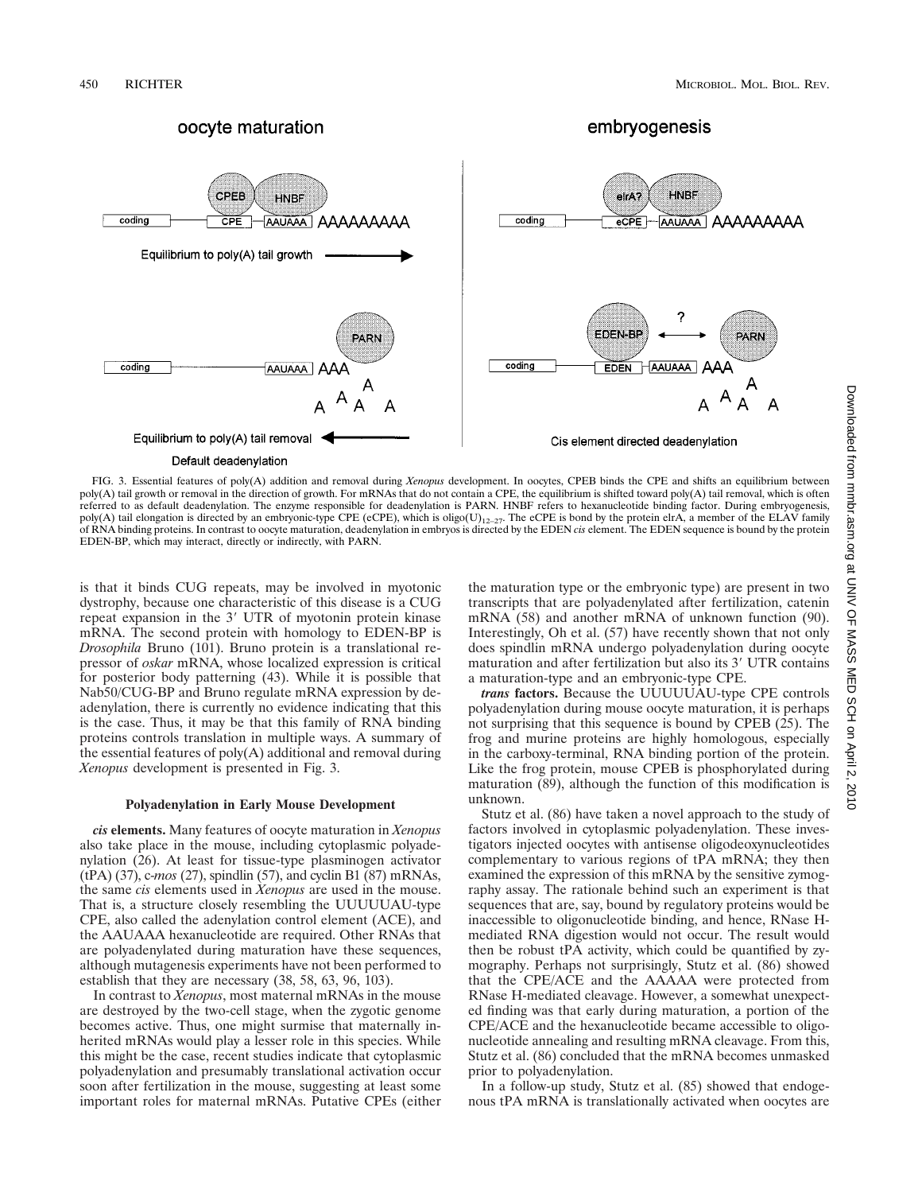FIG. 3. Essential features of poly(A) addition and removal during *Xenopus* development. In oocytes, CPEB binds the CPE and shifts an equilibrium between poly(A) tail growth or removal in the direction of growth. For mRNAs that do not contain a CPE, the equilibrium is shifted toward poly(A) tail removal, which is often referred to as default deadenylation. The enzyme responsible for deadenylation is PARN. HNBF refers to hexanucleotide binding factor. During embryogenesis, poly(A) tail elongation is directed by an embryonic-type CPE (eCPE), which is oligo$(U)_{12-27}$. The eCPE is bond by the protein elrA, a member of the ELAV family of RNA binding proteins. In contrast to oocyte maturation, deadenylation in embryos is directed by the EDEN *cis* element. The EDEN sequence is bound by the protein EDEN-BP, which may interact, directly or indirectly, with PARN.

is that it binds CUG repeats, may be involved in myotonic dystrophy, because one characteristic of this disease is a CUG repeat expansion in the 3′ UTR of myotonin protein kinase mRNA. The second protein with homology to EDEN-BP is *Drosophila* Bruno (101). Bruno protein is a translational repressor of *oskar* mRNA, whose localized expression is critical for posterior body patterning (43). While it is possible that Nab50/CUG-BP and Bruno regulate mRNA expression by deadenylation, there is currently no evidence indicating that this is the case. Thus, it may be that this family of RNA binding proteins controls translation in multiple ways. A summary of the essential features of poly(A) additional and removal during *Xenopus* development is presented in Fig. 3.

### Polyadenylation in Early Mouse Development

***cis* elements.** Many features of oocyte maturation in *Xenopus* also take place in the mouse, including cytoplasmic polyadenylation (26). At least for tissue-type plasminogen activator (tPA) (37), c-*mos* (27), spindlin (57), and cyclin B1 (87) mRNAs, the same *cis* elements used in *Xenopus* are used in the mouse. That is, a structure closely resembling the UUUUUAU-type CPE, also called the adenylation control element (ACE), and the AAUAAA hexanucleotide are required. Other RNAs that are polyadenylated during maturation have these sequences, although mutagenesis experiments have not been performed to establish that they are necessary (38, 58, 63, 96, 103).

In contrast to *Xenopus*, most maternal mRNAs in the mouse are destroyed by the two-cell stage, when the zygotic genome becomes active. Thus, one might surmise that maternally inherited mRNAs would play a lesser role in this species. While this might be the case, recent studies indicate that cytoplasmic polyadenylation and presumably translational activation occur soon after fertilization in the mouse, suggesting at least some important roles for maternal mRNAs. Putative CPEs (either the maturation type or the embryonic type) are present in two transcripts that are polyadenylated after fertilization, catenin mRNA (58) and another mRNA of unknown function (90). Interestingly, Oh et al. (57) have recently shown that not only does spindlin mRNA undergo polyadenylation during oocyte maturation and after fertilization but also its 3′ UTR contains a maturation-type and an embryonic-type CPE.

***trans* factors.** Because the UUUUUAU-type CPE controls polyadenylation during mouse oocyte maturation, it is perhaps not surprising that this sequence is bound by CPEB (25). The frog and murine proteins are highly homologous, especially in the carboxy-terminal, RNA binding portion of the protein. Like the frog protein, mouse CPEB is phosphorylated during maturation (89), although the function of this modification is unknown.

Stutz et al. (86) have taken a novel approach to the study of factors involved in cytoplasmic polyadenylation. These investigators injected oocytes with antisense oligodeoxynucleotides complementary to various regions of tPA mRNA; they then examined the expression of this mRNA by the sensitive zymography assay. The rationale behind such an experiment is that sequences that are, say, bound by regulatory proteins would be inaccessible to oligonucleotide binding, and hence, RNase H-mediated RNA digestion would not occur. The result would then be robust tPA activity, which could be quantified by zymography. Perhaps not surprisingly, Stutz et al. (86) showed that the CPE/ACE and the AAAAA were protected from RNase H-mediated cleavage. However, a somewhat unexpected finding was that early during maturation, a portion of the CPE/ACE and the hexanucleotide became accessible to oligonucleotide annealing and resulting mRNA cleavage. From this, Stutz et al. (86) concluded that the mRNA becomes unmasked prior to polyadenylation.

In a follow-up study, Stutz et al. (85) showed that endogenous tPA mRNA is translationally activated when oocytes are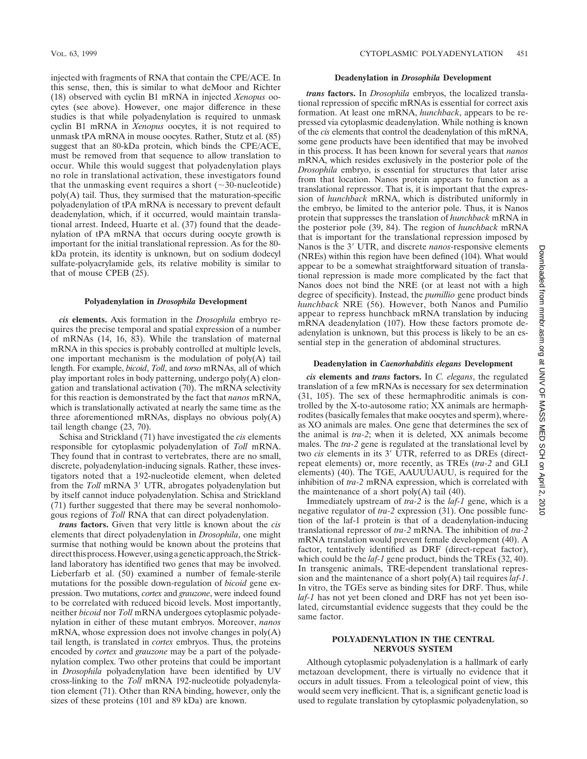injected with fragments of RNA that contain the CPE/ACE. In this sense, then, this is similar to what deMoor and Richter (18) observed with cyclin B1 mRNA in injected *Xenopus* oocytes (see above). However, one major difference in these studies is that while polyadenylation is required to unmask cyclin B1 mRNA in *Xenopus* oocytes, it is not required to unmask tPA mRNA in mouse oocytes. Rather, Stutz et al. (85) suggest that an 80-kDa protein, which binds the CPE/ACE, must be removed from that sequence to allow translation to occur. While this would suggest that polyadenylation plays no role in translational activation, these investigators found that the unmasking event requires a short (~30-nucleotide) poly(A) tail. Thus, they surmised that the maturation-specific polyadenylation of tPA mRNA is necessary to prevent default deadenylation, which, if it occurred, would maintain translational arrest. Indeed, Huarte et al. (37) found that the deadenylation of tPA mRNA that occurs during oocyte growth is important for the initial translational repression. As for the 80-kDa protein, its identity is unknown, but on sodium dodecyl sulfate-polyacrylamide gels, its relative mobility is similar to that of mouse CPEB (25).

### Polyadenylation in *Drosophila* Development

***cis* elements.** Axis formation in the *Drosophila* embryo requires the precise temporal and spatial expression of a number of mRNAs (14, 16, 83). While the translation of maternal mRNA in this species is probably controlled at multiple levels, one important mechanism is the modulation of poly(A) tail length. For example, *bicoid*, *Toll*, and *torso* mRNAs, all of which play important roles in body patterning, undergo poly(A) elongation and translational activation (70). The mRNA selectivity for this reaction is demonstrated by the fact that *nanos* mRNA, which is translationally activated at nearly the same time as the three aforementioned mRNAs, displays no obvious poly(A) tail length change (23, 70).

Schisa and Strickland (71) have investigated the *cis* elements responsible for cytoplasmic polyadenylation of *Toll* mRNA. They found that in contrast to vertebrates, there are no small, discrete, polyadenylation-inducing signals. Rather, these investigators noted that a 192-nucleotide element, when deleted from the *Toll* mRNA 3′ UTR, abrogates polyadenylation but by itself cannot induce polyadenylation. Schisa and Strickland (71) further suggested that there may be several nonhomologous regions of *Toll* RNA that can direct polyadenylation.

***trans* factors.** Given that very little is known about the *cis* elements that direct polyadenylation in *Drosophila*, one might surmise that nothing would be known about the proteins that direct this process. However, using a genetic approach, the Strickland laboratory has identified two genes that may be involved. Lieberfarb et al. (50) examined a number of female-sterile mutations for the possible down-regulation of *bicoid* gene expression. Two mutations, *cortex* and *grauzone*, were indeed found to be correlated with reduced bicoid levels. Most importantly, neither *bicoid* nor *Toll* mRNA undergoes cytoplasmic polyadenylation in either of these mutant embryos. Moreover, *nanos* mRNA, whose expression does not involve changes in poly(A) tail length, is translated in *cortex* embryos. Thus, the proteins encoded by *cortex* and *grauzone* may be a part of the polyadenylation complex. Two other proteins that could be important in *Drosophila* polyadenylation have been identified by UV cross-linking to the *Toll* mRNA 192-nucleotide polyadenylation element (71). Other than RNA binding, however, only the sizes of these proteins (101 and 89 kDa) are known.

### Deadenylation in *Drosophila* Development

***trans* factors.** In *Drosophila* embryos, the localized translational repression of specific mRNAs is essential for correct axis formation. At least one mRNA, *hunchback*, appears to be repressed via cytoplasmic deadenylation. While nothing is known of the *cis* elements that control the deadenylation of this mRNA, some gene products have been identified that may be involved in this process. It has been known for several years that *nanos* mRNA, which resides exclusively in the posterior pole of the *Drosophila* embryo, is essential for structures that later arise from that location. Nanos protein appears to function as a translational repressor. That is, it is important that the expression of *hunchback* mRNA, which is distributed uniformly in the embryo, be limited to the anterior pole. Thus, it is Nanos protein that suppresses the translation of *hunchback* mRNA in the posterior pole (39, 84). The region of *hunchback* mRNA that is important for the translational repression imposed by Nanos is the 3′ UTR, and discrete *nanos*-responsive elements (NREs) within this region have been defined (104). What would appear to be a somewhat straightforward situation of translational repression is made more complicated by the fact that Nanos does not bind the NRE (or at least not with a high degree of specificity). Instead, the *pumillio* gene product binds *hunchback* NRE (56). However, both Nanos and Pumilio appear to repress hunchback mRNA translation by inducing mRNA deadenylation (107). How these factors promote deadenylation is unknown, but this process is likely to be an essential step in the generation of abdominal structures.

### Deadenylation in *Caenorhabditis elegans* Development

***cis* elements and *trans* factors.** In *C. elegans*, the regulated translation of a few mRNAs is necessary for sex determination (31, 105). The sex of these hermaphroditic animals is controlled by the X-to-autosome ratio; XX animals are hermaphrodites (basically females that make oocytes and sperm), whereas XO animals are males. One gene that determines the sex of the animal is *tra-2*; when it is deleted, XX animals become males. The *tra-2* gene is regulated at the translational level by two *cis* elements in its 3′ UTR, referred to as DREs (direct-repeat elements) or, more recently, as TREs (*tra-2* and GLI elements) (40). The TGE, AAUUUAUU, is required for the inhibition of *tra-2* mRNA expression, which is correlated with the maintenance of a short poly(A) tail (40).

Immediately upstream of *tra-2* is the *laf-1* gene, which is a negative regulator of *tra-2* expression (31). One possible function of the laf-1 protein is that of a deadenylation-inducing translational repressor of *tra-2* mRNA. The inhibition of *tra-2* mRNA translation would prevent female development (40). A factor, tentatively identified as DRF (direct-repeat factor), which could be the *laf-1* gene product, binds the TREs (32, 40). In transgenic animals, TRE-dependent translational repression and the maintenance of a short poly(A) tail requires *laf-1*. In vitro, the TGEs serve as binding sites for DRF. Thus, while *laf-1* has not yet been cloned and DRF has not yet been isolated, circumstantial evidence suggests that they could be the same factor.

## POLYADENYLATION IN THE CENTRAL NERVOUS SYSTEM

Although cytoplasmic polyadenylation is a hallmark of early metazoan development, there is virtually no evidence that it occurs in adult tissues. From a teleological point of view, this would seem very inefficient. That is, a significant genetic load is used to regulate translation by cytoplasmic polyadenylation, so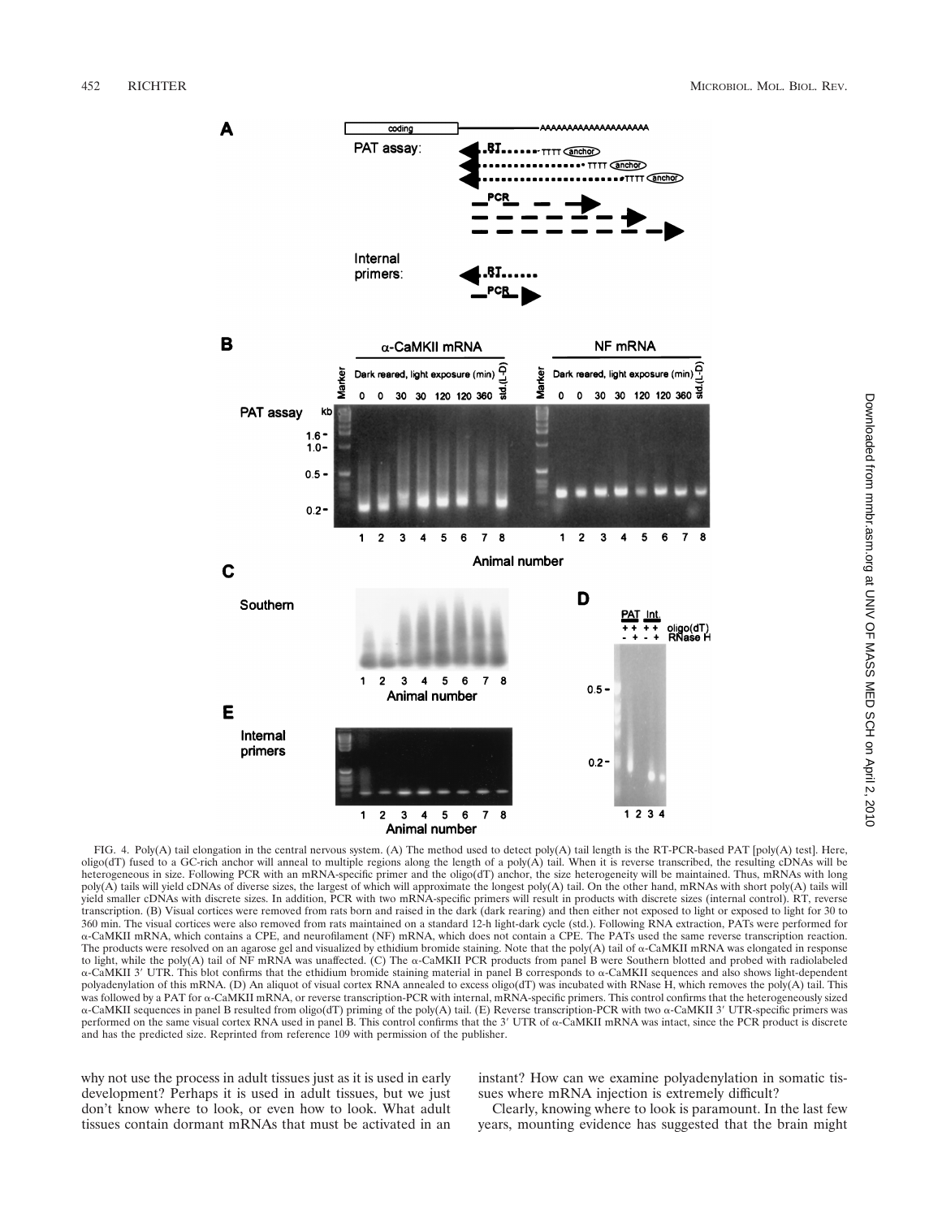FIG. 4. Poly(A) tail elongation in the central nervous system. (A) The method used to detect poly(A) tail length is the RT-PCR-based PAT [poly(A) test]. Here, oligo(dT) fused to a GC-rich anchor will anneal to multiple regions along the length of a poly(A) tail. When it is reverse transcribed, the resulting cDNAs will be heterogeneous in size. Following PCR with an mRNA-specific primer and the oligo(dT) anchor, the size heterogeneity will be maintained. Thus, mRNAs with long poly(A) tails will yield cDNAs of diverse sizes, the largest of which will approximate the longest poly(A) tail. On the other hand, mRNAs with short poly(A) tails will yield smaller cDNAs with discrete sizes. In addition, PCR with two mRNA-specific primers will result in products with discrete sizes (internal control). RT, reverse transcription. (B) Visual cortices were removed from rats born and raised in the dark (dark rearing) and then either not exposed to light or exposed to light for 30 to 360 min. The visual cortices were also removed from rats maintained on a standard 12-h light-dark cycle (std.). Following RNA extraction, PATs were performed for α-CaMKII mRNA, which contains a CPE, and neurofilament (NF) mRNA, which does not contain a CPE. The PATs used the same reverse transcription reaction. The products were resolved on an agarose gel and visualized by ethidium bromide staining. Note that the poly(A) tail of α-CaMKII mRNA was elongated in response to light, while the poly(A) tail of NF mRNA was unaffected. (C) The α-CaMKII PCR products from panel B were Southern blotted and probed with radiolabeled α-CaMKII 3′ UTR. This blot confirms that the ethidium bromide staining material in panel B corresponds to α-CaMKII sequences and also shows light-dependent polyadenylation of this mRNA. (D) An aliquot of visual cortex RNA annealed to excess oligo(dT) was incubated with RNase H, which removes the poly(A) tail. This was followed by a PAT for α-CaMKII mRNA, or reverse transcription-PCR with internal, mRNA-specific primers. This control confirms that the heterogeneously sized α-CaMKII sequences in panel B resulted from oligo(dT) priming of the poly(A) tail. (E) Reverse transcription-PCR with two α-CaMKII 3′ UTR-specific primers was performed on the same visual cortex RNA used in panel B. This control confirms that the 3′ UTR of α-CaMKII mRNA was intact, since the PCR product is discrete and has the predicted size. Reprinted from reference 109 with permission of the publisher.

why not use the process in adult tissues just as it is used in early development? Perhaps it is used in adult tissues, but we just don't know where to look, or even how to look. What adult tissues contain dormant mRNAs that must be activated in an instant? How can we examine polyadenylation in somatic tissues where mRNA injection is extremely difficult?

Clearly, knowing where to look is paramount. In the last few years, mounting evidence has suggested that the brain might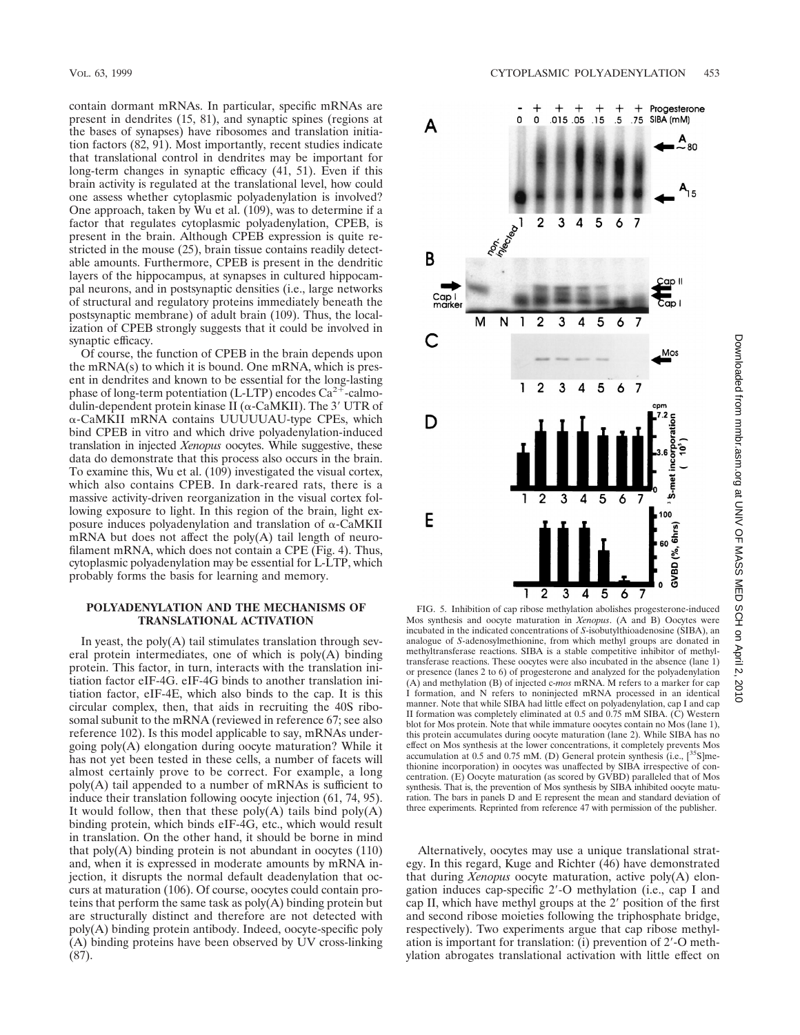contain dormant mRNAs. In particular, specific mRNAs are present in dendrites (15, 81), and synaptic spines (regions at the bases of synapses) have ribosomes and translation initiation factors (82, 91). Most importantly, recent studies indicate that translational control in dendrites may be important for long-term changes in synaptic efficacy (41, 51). Even if this brain activity is regulated at the translational level, how could one assess whether cytoplasmic polyadenylation is involved? One approach, taken by Wu et al. (109), was to determine if a factor that regulates cytoplasmic polyadenylation, CPEB, is present in the brain. Although CPEB expression is quite restricted in the mouse (25), brain tissue contains readily detectable amounts. Furthermore, CPEB is present in the dendritic layers of the hippocampus, at synapses in cultured hippocampal neurons, and in postsynaptic densities (i.e., large networks of structural and regulatory proteins immediately beneath the postsynaptic membrane) of adult brain (109). Thus, the localization of CPEB strongly suggests that it could be involved in synaptic efficacy.

Of course, the function of CPEB in the brain depends upon the mRNA(s) to which it is bound. One mRNA, which is present in dendrites and known to be essential for the long-lasting phase of long-term potentiation (L-LTP) encodes $Ca^{2+}$-calmodulin-dependent protein kinase II (α-CaMKII). The 3′ UTR of α-CaMKII mRNA contains UUUUUAU-type CPEs, which bind CPEB in vitro and which drive polyadenylation-induced translation in injected *Xenopus* oocytes. While suggestive, these data do demonstrate that this process also occurs in the brain. To examine this, Wu et al. (109) investigated the visual cortex, which also contains CPEB. In dark-reared rats, there is a massive activity-driven reorganization in the visual cortex following exposure to light. In this region of the brain, light exposure induces polyadenylation and translation of α-CaMKII mRNA but does not affect the poly(A) tail length of neurofilament mRNA, which does not contain a CPE (Fig. 4). Thus, cytoplasmic polyadenylation may be essential for L-LTP, which probably forms the basis for learning and memory.

## POLYADENYLATION AND THE MECHANISMS OF TRANSLATIONAL ACTIVATION

In yeast, the poly(A) tail stimulates translation through several protein intermediates, one of which is poly(A) binding protein. This factor, in turn, interacts with the translation initiation factor eIF-4G. eIF-4G binds to another translation initiation factor, eIF-4E, which also binds to the cap. It is this circular complex, then, that aids in recruiting the 40S ribosomal subunit to the mRNA (reviewed in reference 67; see also reference 102). Is this model applicable to say, mRNAs undergoing poly(A) elongation during oocyte maturation? While it has not yet been tested in these cells, a number of facets will almost certainly prove to be correct. For example, a long poly(A) tail appended to a number of mRNAs is sufficient to induce their translation following oocyte injection (61, 74, 95). It would follow, then that these poly(A) tails bind poly(A) binding protein, which binds eIF-4G, etc., which would result in translation. On the other hand, it should be borne in mind that poly(A) binding protein is not abundant in oocytes (110) and, when it is expressed in moderate amounts by mRNA injection, it disrupts the normal default deadenylation that occurs at maturation (106). Of course, oocytes could contain proteins that perform the same task as poly(A) binding protein but are structurally distinct and therefore are not detected with poly(A) binding protein antibody. Indeed, oocyte-specific poly (A) binding proteins have been observed by UV cross-linking (87).

FIG. 5. Inhibition of cap ribose methylation abolishes progesterone-induced Mos synthesis and oocyte maturation in *Xenopus*. (A and B) Oocytes were incubated in the indicated concentrations of *S*-isobutylthioadenosine (SIBA), an analogue of *S*-adenosylmethionine, from which methyl groups are donated in methyltransferase reactions. SIBA is a stable competitive inhibitor of methyltransferase reactions. These oocytes were also incubated in the absence (lane 1) or presence (lanes 2 to 6) of progesterone and analyzed for the polyadenylation (A) and methylation (B) of injected c-*mos* mRNA. M refers to a marker for cap I formation, and N refers to noninjected mRNA processed in an identical manner. Note that while SIBA had little effect on polyadenylation, cap I and cap II formation was completely eliminated at 0.5 and 0.75 mM SIBA. (C) Western blot for Mos protein. Note that while immature oocytes contain no Mos (lane 1), this protein accumulates during oocyte maturation (lane 2). While SIBA has no effect on Mos synthesis at the lower concentrations, it completely prevents Mos accumulation at 0.5 and 0.75 mM. (D) General protein synthesis (i.e., [$^{35}$S]methionine incorporation) in oocytes was unaffected by SIBA irrespective of concentration. (E) Oocyte maturation (as scored by GVBD) paralleled that of Mos synthesis. That is, the prevention of Mos synthesis by SIBA inhibited oocyte maturation. The bars in panels D and E represent the mean and standard deviation of three experiments. Reprinted from reference 47 with permission of the publisher.

Alternatively, oocytes may use a unique translational strategy. In this regard, Kuge and Richter (46) have demonstrated that during *Xenopus* oocyte maturation, active poly(A) elongation induces cap-specific 2′-O methylation (i.e., cap I and cap II, which have methyl groups at the 2′ position of the first and second ribose moieties following the triphosphate bridge, respectively). Two experiments argue that cap ribose methylation is important for translation: (i) prevention of 2′-O methylation abrogates translational activation with little effect on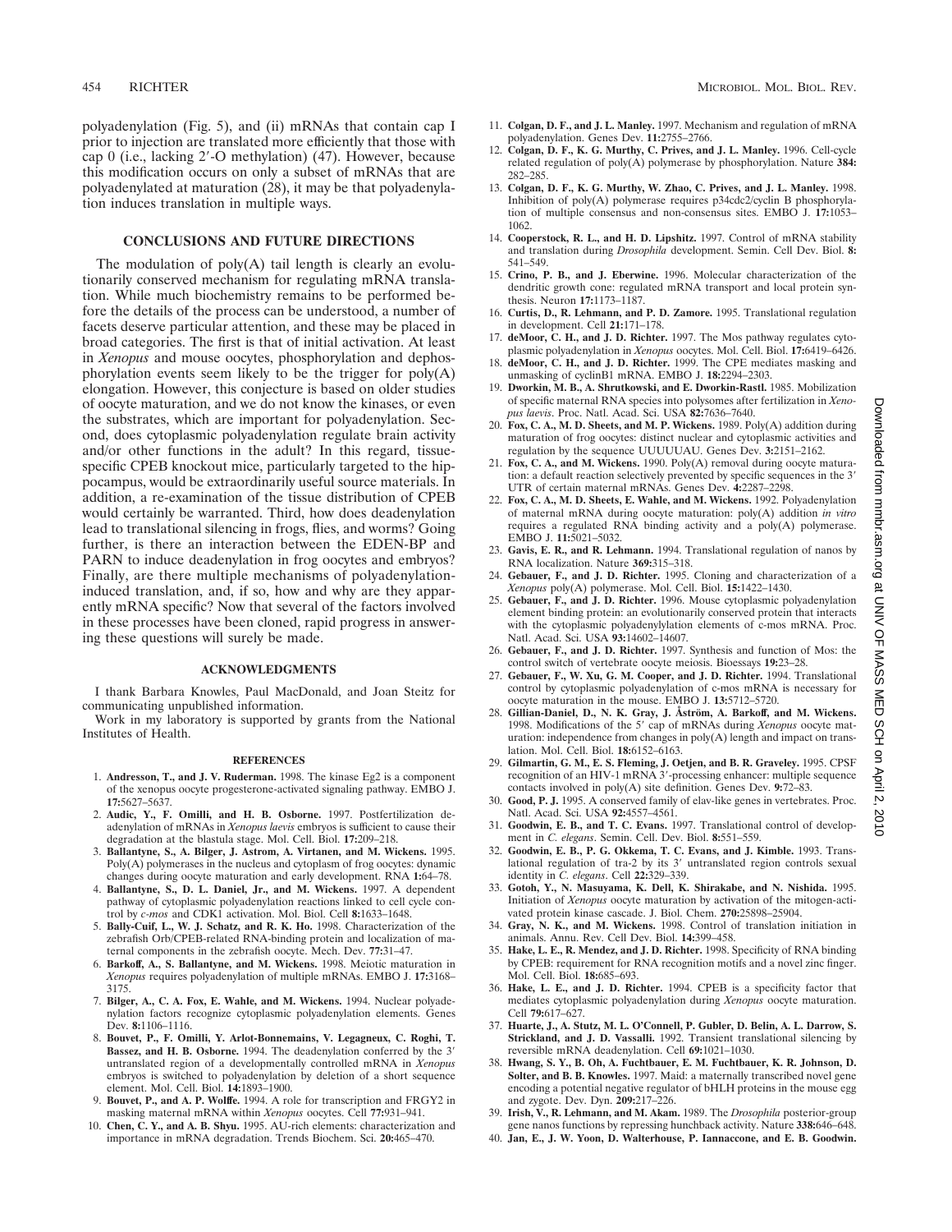polyadenylation (Fig. 5), and (ii) mRNAs that contain cap I prior to injection are translated more efficiently that those with cap 0 (i.e., lacking 2′-O methylation) (47). However, because this modification occurs on only a subset of mRNAs that are polyadenylated at maturation (28), it may be that polyadenylation induces translation in multiple ways.

## CONCLUSIONS AND FUTURE DIRECTIONS

The modulation of poly(A) tail length is clearly an evolutionarily conserved mechanism for regulating mRNA translation. While much biochemistry remains to be performed before the details of the process can be understood, a number of facets deserve particular attention, and these may be placed in broad categories. The first is that of initial activation. At least in *Xenopus* and mouse oocytes, phosphorylation and dephosphorylation events seem likely to be the trigger for poly(A) elongation. However, this conjecture is based on older studies of oocyte maturation, and we do not know the kinases, or even the substrates, which are important for polyadenylation. Second, does cytoplasmic polyadenylation regulate brain activity and/or other functions in the adult? In this regard, tissue-specific CPEB knockout mice, particularly targeted to the hippocampus, would be extraordinarily useful source materials. In addition, a re-examination of the tissue distribution of CPEB would certainly be warranted. Third, how does deadenylation lead to translational silencing in frogs, flies, and worms? Going further, is there an interaction between the EDEN-BP and PARN to induce deadenylation in frog oocytes and embryos? Finally, are there multiple mechanisms of polyadenylation-induced translation, and, if so, how and why are they apparently mRNA specific? Now that several of the factors involved in these processes have been cloned, rapid progress in answering these questions will surely be made.

## ACKNOWLEDGMENTS

I thank Barbara Knowles, Paul MacDonald, and Joan Steitz for communicating unpublished information.

Work in my laboratory is supported by grants from the National Institutes of Health.

## REFERENCES

1. **Andresson, T., and J. V. Ruderman.** 1998. The kinase Eg2 is a component of the xenopus oocyte progesterone-activated signaling pathway. EMBO J. **17:**5627–5637.
2. **Audic, Y., F. Omilli, and H. B. Osborne.** 1997. Postfertilization deadenylation of mRNAs in *Xenopus laevis* embryos is sufficient to cause their degradation at the blastula stage. Mol. Cell. Biol. **17:**209–218.
3. **Ballantyne, S., A. Bilger, J. Astrom, A. Virtanen, and M. Wickens.** 1995. Poly(A) polymerases in the nucleus and cytoplasm of frog oocytes: dynamic changes during oocyte maturation and early development. RNA **1:**64–78.
4. **Ballantyne, S., D. L. Daniel, Jr., and M. Wickens.** 1997. A dependent pathway of cytoplasmic polyadenylation reactions linked to cell cycle control by *c-mos* and CDK1 activation. Mol. Biol. Cell **8:**1633–1648.
5. **Bally-Cuif, L., W. J. Schatz, and R. K. Ho.** 1998. Characterization of the zebrafish Orb/CPEB-related RNA-binding protein and localization of maternal components in the zebrafish oocyte. Mech. Dev. **77:**31–47.
6. **Barkoff, A., S. Ballantyne, and M. Wickens.** 1998. Meiotic maturation in *Xenopus* requires polyadenylation of multiple mRNAs. EMBO J. **17:**3168–3175.
7. **Bilger, A., C. A. Fox, E. Wahle, and M. Wickens.** 1994. Nuclear polyadenylation factors recognize cytoplasmic polyadenylation elements. Genes Dev. **8:**1106–1116.
8. **Bouvet, P., F. Omilli, Y. Arlot-Bonnemains, V. Legagneux, C. Roghi, T. Bassez, and H. B. Osborne.** 1994. The deadenylation conferred by the 3′ untranslated region of a developmentally controlled mRNA in *Xenopus* embryos is switched to polyadenylation by deletion of a short sequence element. Mol. Cell. Biol. **14:**1893–1900.
9. **Bouvet, P., and A. P. Wolffe.** 1994. A role for transcription and FRGY2 in masking maternal mRNA within *Xenopus* oocytes. Cell **77:**931–941.
10. **Chen, C. Y., and A. B. Shyu.** 1995. AU-rich elements: characterization and importance in mRNA degradation. Trends Biochem. Sci. **20:**465–470.
11. **Colgan, D. F., and J. L. Manley.** 1997. Mechanism and regulation of mRNA polyadenylation. Genes Dev. **11:**2755–2766.
12. **Colgan, D. F., K. G. Murthy, C. Prives, and J. L. Manley.** 1996. Cell-cycle related regulation of poly(A) polymerase by phosphorylation. Nature **384:**282–285.
13. **Colgan, D. F., K. G. Murthy, W. Zhao, C. Prives, and J. L. Manley.** 1998. Inhibition of poly(A) polymerase requires p34cdc2/cyclin B phosphorylation of multiple consensus and non-consensus sites. EMBO J. **17:**1053–1062.
14. **Cooperstock, R. L., and H. D. Lipshitz.** 1997. Control of mRNA stability and translation during *Drosophila* development. Semin. Cell Dev. Biol. **8:**541–549.
15. **Crino, P. B., and J. Eberwine.** 1996. Molecular characterization of the dendritic growth cone: regulated mRNA transport and local protein synthesis. Neuron **17:**1173–1187.
16. **Curtis, D., R. Lehmann, and P. D. Zamore.** 1995. Translational regulation in development. Cell **21:**171–178.
17. **deMoor, C. H., and J. D. Richter.** 1997. The Mos pathway regulates cytoplasmic polyadenylation in *Xenopus* oocytes. Mol. Cell. Biol. **17:**6419–6426.
18. **deMoor, C. H., and J. D. Richter.** 1999. The CPE mediates masking and unmasking of cyclinB1 mRNA. EMBO J. **18:**2294–2303.
19. **Dworkin, M. B., A. Shrutkowski, and E. Dworkin-Rastl.** 1985. Mobilization of specific maternal RNA species into polysomes after fertilization in *Xenopus laevis*. Proc. Natl. Acad. Sci. USA **82:**7636–7640.
20. **Fox, C. A., M. D. Sheets, and M. P. Wickens.** 1989. Poly(A) addition during maturation of frog oocytes: distinct nuclear and cytoplasmic activities and regulation by the sequence UUUUUAU. Genes Dev. **3:**2151–2162.
21. **Fox, C. A., and M. Wickens.** 1990. Poly(A) removal during oocyte maturation: a default reaction selectively prevented by specific sequences in the 3′ UTR of certain maternal mRNAs. Genes Dev. **4:**2287–2298.
22. **Fox, C. A., M. D. Sheets, E. Wahle, and M. Wickens.** 1992. Polyadenylation of maternal mRNA during oocyte maturation: poly(A) addition *in vitro* requires a regulated RNA binding activity and a poly(A) polymerase. EMBO J. **11:**5021–5032.
23. **Gavis, E. R., and R. Lehmann.** 1994. Translational regulation of nanos by RNA localization. Nature **369:**315–318.
24. **Gebauer, F., and J. D. Richter.** 1995. Cloning and characterization of a *Xenopus* poly(A) polymerase. Mol. Cell. Biol. **15:**1422–1430.
25. **Gebauer, F., and J. D. Richter.** 1996. Mouse cytoplasmic polyadenylation element binding protein: an evolutionarily conserved protein that interacts with the cytoplasmic polyadenylylation elements of c-mos mRNA. Proc. Natl. Acad. Sci. USA **93:**14602–14607.
26. **Gebauer, F., and J. D. Richter.** 1997. Synthesis and function of Mos: the control switch of vertebrate oocyte meiosis. Bioessays **19:**23–28.
27. **Gebauer, F., W. Xu, G. M. Cooper, and J. D. Richter.** 1994. Translational control by cytoplasmic polyadenylation of c-mos mRNA is necessary for oocyte maturation in the mouse. EMBO J. **13:**5712–5720.
28. **Gillian-Daniel, D., N. K. Gray, J. Åström, A. Barkoff, and M. Wickens.** 1998. Modifications of the 5′ cap of mRNAs during *Xenopus* oocyte maturation: independence from changes in poly(A) length and impact on translation. Mol. Cell. Biol. **18:**6152–6163.
29. **Gilmartin, G. M., E. S. Fleming, J. Oetjen, and B. R. Graveley.** 1995. CPSF recognition of an HIV-1 mRNA 3′-processing enhancer: multiple sequence contacts involved in poly(A) site definition. Genes Dev. **9:**72–83.
30. **Good, P. J.** 1995. A conserved family of elav-like genes in vertebrates. Proc. Natl. Acad. Sci. USA **92:**4557–4561.
31. **Goodwin, E. B., and T. C. Evans.** 1997. Translational control of development in *C. elegans*. Semin. Cell. Dev. Biol. **8:**551–559.
32. **Goodwin, E. B., P. G. Okkema, T. C. Evans, and J. Kimble.** 1993. Translational regulation of tra-2 by its 3′ untranslated region controls sexual identity in *C. elegans*. Cell **22:**329–339.
33. **Gotoh, Y., N. Masuyama, K. Dell, K. Shirakabe, and N. Nishida.** 1995. Initiation of *Xenopus* oocyte maturation by activation of the mitogen-activated protein kinase cascade. J. Biol. Chem. **270:**25898–25904.
34. **Gray, N. K., and M. Wickens.** 1998. Control of translation initiation in animals. Annu. Rev. Cell Dev. Biol. **14:**399–458.
35. **Hake, L. E., R. Mendez, and J. D. Richter.** 1998. Specificity of RNA binding by CPEB: requirement for RNA recognition motifs and a novel zinc finger. Mol. Cell. Biol. **18:**685–693.
36. **Hake, L. E., and J. D. Richter.** 1994. CPEB is a specificity factor that mediates cytoplasmic polyadenylation during *Xenopus* oocyte maturation. Cell **79:**617–627.
37. **Huarte, J., A. Stutz, M. L. O'Connell, P. Gubler, D. Belin, A. L. Darrow, S. Strickland, and J. D. Vassalli.** 1992. Transient translational silencing by reversible mRNA deadenylation. Cell **69:**1021–1030.
38. **Hwang, S. Y., B. Oh, A. Fuchtbauer, E. M. Fuchtbauer, K. R. Johnson, D. Solter, and B. B. Knowles.** 1997. Maid: a maternally transcribed novel gene encoding a potential negative regulator of bHLH proteins in the mouse egg and zygote. Dev. Dyn. **209:**217–226.
39. **Irish, V., R. Lehmann, and M. Akam.** 1989. The *Drosophila* posterior-group gene nanos functions by repressing hunchback activity. Nature **338:**646–648.
40. **Jan, E., J. W. Yoon, D. Walterhouse, P. Iannaccone, and E. B. Goodwin.**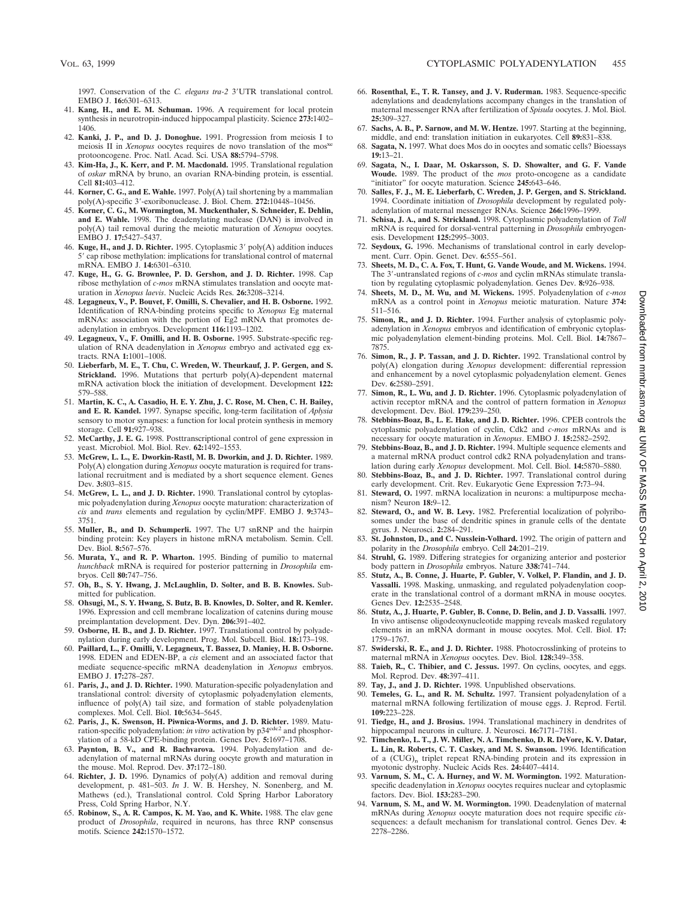1997. Conservation of the *C. elegans tra-2* 3′UTR translational control. EMBO J. **16:**6301–6313.

41. **Kang, H., and E. M. Schuman.** 1996. A requirement for local protein synthesis in neurotropin-induced hippocampal plasticity. Science **273:**1402–1406.
42. **Kanki, J. P., and D. J. Donoghue.** 1991. Progression from meiosis I to meiosis II in *Xenopus* oocytes requires de novo translation of the mos[xe] protooncogene. Proc. Natl. Acad. Sci. USA **88:**5794–5798.
43. **Kim-Ha, J., K. Kerr, and P. M. Macdonald.** 1995. Translational regulation of *oskar* mRNA by bruno, an ovarian RNA-binding protein, is essential. Cell **81:**403–412.
44. **Korner, C. G., and E. Wahle.** 1997. Poly(A) tail shortening by a mammalian poly(A)-specific 3′-exoribonuclease. J. Biol. Chem. **272:**10448–10456.
45. **Korner, C. G., M. Wormington, M. Muckenthaler, S. Schneider, E. Dehlin, and E. Wahle.** 1998. The deadenylating nuclease (DAN) is involved in poly(A) tail removal during the meiotic maturation of *Xenopus* oocytes. EMBO J. **17:**5427–5437.
46. **Kuge, H., and J. D. Richter.** 1995. Cytoplasmic 3′ poly(A) addition induces 5′ cap ribose methylation: implications for translational control of maternal mRNA. EMBO J. **14:**6301–6310.
47. **Kuge, H., G. G. Brownlee, P. D. Gershon, and J. D. Richter.** 1998. Cap ribose methylation of *c-mos* mRNA stimulates translation and oocyte maturation in *Xenopus laevis*. Nucleic Acids Res. **26:**3208–3214.
48. **Legagneux, V., P. Bouvet, F. Omilli, S. Chevalier, and H. B. Osborne.** 1992. Identification of RNA-binding proteins specific to *Xenopus* Eg maternal mRNAs: association with the portion of Eg2 mRNA that promotes deadenylation in embryos. Development **116:**1193–1202.
49. **Legagneux, V., F. Omilli, and H. B. Osborne.** 1995. Substrate-specific regulation of RNA deadenylation in *Xenopus* embryo and activated egg extracts. RNA **1:**1001–1008.
50. **Lieberfarb, M. E., T. Chu, C. Wreden, W. Theurkauf, J. P. Gergen, and S. Strickland.** 1996. Mutations that perturb poly(A)-dependent maternal mRNA activation block the initiation of development. Development **122:** 579–588.
51. **Martin, K. C., A. Casadio, H. E. Y. Zhu, J. C. Rose, M. Chen, C. H. Bailey, and E. R. Kandel.** 1997. Synapse specific, long-term facilitation of *Aplysia* sensory to motor synapses: a function for local protein synthesis in memory storage. Cell **91:**927–938.
52. **McCarthy, J. E. G.** 1998. Posttranscriptional control of gene expression in yeast. Microbiol. Mol. Biol. Rev. **62:**1492–1553.
53. **McGrew, L. L., E. Dworkin-Rastl, M. B. Dworkin, and J. D. Richter.** 1989. Poly(A) elongation during *Xenopus* oocyte maturation is required for translational recruitment and is mediated by a short sequence element. Genes Dev. **3:**803–815.
54. **McGrew, L. L., and J. D. Richter.** 1990. Translational control by cytoplasmic polyadenylation during *Xenopus* oocyte maturation: characterization of *cis* and *trans* elements and regulation by cyclin/MPF. EMBO J. **9:**3743–3751.
55. **Muller, B., and D. Schumperli.** 1997. The U7 snRNP and the hairpin binding protein: Key players in histone mRNA metabolism. Semin. Cell. Dev. Biol. **8:**567–576.
56. **Murata, Y., and R. P. Wharton.** 1995. Binding of pumilio to maternal *hunchback* mRNA is required for posterior patterning in *Drosophila* embryos. Cell **80:**747–756.
57. **Oh, B., S. Y. Hwang, J. McLaughlin, D. Solter, and B. B. Knowles.** Submitted for publication.
58. **Ohsugi, M., S. Y. Hwang, S. Butz, B. B. Knowles, D. Solter, and R. Kemler.** 1996. Expression and cell membrane localization of catenins during mouse preimplantation development. Dev. Dyn. **206:**391–402.
59. **Osborne, H. B., and J. D. Richter.** 1997. Translational control by polyadenylation during early development. Prog. Mol. Subcell. Biol. **18:**173–198.
60. **Paillard, L., F. Omilli, V. Legagneux, T. Bassez, D. Maniey, H. B. Osborne.** 1998. EDEN and EDEN-BP, a *cis* element and an associated factor that mediate sequence-specific mRNA deadenylation in *Xenopus* embryos. EMBO J. **17:**278–287.
61. **Paris, J., and J. D. Richter.** 1990. Maturation-specific polyadenylation and translational control: diversity of cytoplasmic polyadenylation elements, influence of poly(A) tail size, and formation of stable polyadenylation complexes. Mol. Cell. Biol. **10:**5634–5645.
62. **Paris, J., K. Swenson, H. Piwnica-Worms, and J. D. Richter.** 1989. Maturation-specific polyadenylation: *in vitro* activation by p34[cdc2] and phosphorylation of a 58-kD CPE-binding protein. Genes Dev. **5:**1697–1708.
63. **Paynton, B. V., and R. Bachvarova.** 1994. Polyadenylation and deadenylation of maternal mRNAs during oocyte growth and maturation in the mouse. Mol. Reprod. Dev. **37:**172–180.
64. **Richter, J. D.** 1996. Dynamics of poly(A) addition and removal during development, p. 481–503. *In* J. W. B. Hershey, N. Sonenberg, and M. Mathews (ed.), Translational control. Cold Spring Harbor Laboratory Press, Cold Spring Harbor, N.Y.
65. **Robinow, S., A. R. Campos, K. M. Yao, and K. White.** 1988. The elav gene product of *Drosophila*, required in neurons, has three RNP consensus motifs. Science **242:**1570–1572.
66. **Rosenthal, E., T. R. Tansey, and J. V. Ruderman.** 1983. Sequence-specific adenylations and deadenylations accompany changes in the translation of maternal messenger RNA after fertilization of *Spisula* oocytes. J. Mol. Biol. **25:**309–327.
67. **Sachs, A. B., P. Sarnow, and M. W. Hentze.** 1997. Starting at the beginning, middle, and end: translation initiation in eukaryotes. Cell **89:**831–838.
68. **Sagata, N.** 1997. What does Mos do in oocytes and somatic cells? Bioessays **19:**13–21.
69. **Sagata, N., I. Daar, M. Oskarsson, S. D. Showalter, and G. F. Vande Woude.** 1989. The product of the *mos* proto-oncogene as a candidate "initiator" for oocyte maturation. Science **245:**643–646.
70. **Salles, F. J., M. E. Lieberfarb, C. Wreden, J. P. Gergen, and S. Strickland.** 1994. Coordinate initiation of *Drosophila* development by regulated polyadenylation of maternal messenger RNAs. Science **266:**1996–1999.
71. **Schisa, J. A., and S. Strickland.** 1998. Cytoplasmic polyadenylation of *Toll* mRNA is required for dorsal-ventral patterning in *Drosophila* embryogenesis. Development **125:**2995–3003.
72. **Seydoux, G.** 1996. Mechanisms of translational control in early development. Curr. Opin. Genet. Dev. **6:**555–561.
73. **Sheets, M. D., C. A. Fox, T. Hunt, G. Vande Woude, and M. Wickens.** 1994. The 3′-untranslated regions of *c-mos* and cyclin mRNAs stimulate translation by regulating cytoplasmic polyadenylation. Genes Dev. **8:**926–938.
74. **Sheets, M. D., M. Wu, and M. Wickens.** 1995. Polyadenylation of *c-mos* mRNA as a control point in *Xenopus* meiotic maturation. Nature **374:** 511–516.
75. **Simon, R., and J. D. Richter.** 1994. Further analysis of cytoplasmic polyadenylation in *Xenopus* embryos and identification of embryonic cytoplasmic polyadenylation element-binding proteins. Mol. Cell. Biol. **14:**7867–7875.
76. **Simon, R., J. P. Tassan, and J. D. Richter.** 1992. Translational control by poly(A) elongation during *Xenopus* development: differential repression and enhancement by a novel cytoplasmic polyadenylation element. Genes Dev. **6:**2580–2591.
77. **Simon, R., L. Wu, and J. D. Richter.** 1996. Cytoplasmic polyadenylation of activin receptor mRNA and the control of pattern formation in *Xenopus* development. Dev. Biol. **179:**239–250.
78. **Stebbins-Boaz, B., L. E. Hake, and J. D. Richter.** 1996. CPEB controls the cytoplasmic polyadenylation of cyclin, Cdk2 and *c-mos* mRNAs and is necessary for oocyte maturation in *Xenopus*. EMBO J. **15:**2582–2592.
79. **Stebbins-Boaz, B., and J. D. Richter.** 1994. Multiple sequence elements and a maternal mRNA product control cdk2 RNA polyadenylation and translation during early *Xenopus* development. Mol. Cell. Biol. **14:**5870–5880.
80. **Stebbins-Boaz, B., and J. D. Richter.** 1997. Translational control during early development. Crit. Rev. Eukaryotic Gene Expression **7:**73–94.
81. **Steward, O.** 1997. mRNA localization in neurons: a multipurpose mechanism? Neuron **18:**9–12.
82. **Steward, O., and W. B. Levy.** 1982. Preferential localization of polyribosomes under the base of dendritic spines in granule cells of the dentate gyrus. J. Neurosci. **2:**284–291.
83. **St. Johnston, D., and C. Nusslein-Volhard.** 1992. The origin of pattern and polarity in the *Drosophila* embryo. Cell **24:**201–219.
84. **Struhl, G.** 1989. Differing strategies for organizing anterior and posterior body pattern in *Drosophila* embryos. Nature **338:**741–744.
85. **Stutz, A., B. Conne, J. Huarte, P. Gubler, V. Volkel, P. Flandin, and J. D. Vassalli.** 1998. Masking, unmasking, and regulated polyadenylation cooperate in the translational control of a dormant mRNA in mouse oocytes. Genes Dev. **12:**2535–2548.
86. **Stutz, A., J. Huarte, P. Gubler, B. Conne, D. Belin, and J. D. Vassalli.** 1997. In vivo antisense oligodeoxynucleotide mapping reveals masked regulatory elements in an mRNA dormant in mouse oocytes. Mol. Cell. Biol. **17:** 1759–1767.
87. **Swiderski, R. E., and J. D. Richter.** 1988. Photocrosslinking of proteins to maternal mRNA in *Xenopus* oocytes. Dev. Biol. **128:**349–358.
88. **Taieb, R., C. Thibier, and C. Jessus.** 1997. On cyclins, oocytes, and eggs. Mol. Reprod. Dev. **48:**397–411.
89. **Tay, J., and J. D. Richter.** 1998. Unpublished observations.
90. **Temeles, G. L., and R. M. Schultz.** 1997. Transient polyadenylation of a maternal mRNA following fertilization of mouse eggs. J. Reprod. Fertil. **109:**223–228.
91. **Tiedge, H., and J. Brosius.** 1994. Translational machinery in dendrites of hippocampal neurons in culture. J. Neurosci. **16:**7171–7181.
92. **Timchenko, L. T., J. W. Miller, N. A. Timchenko, D. R. DeVore, K. V. Datar, L. Lin, R. Roberts, C. T. Caskey, and M. S. Swanson.** 1996. Identification of a $(CUG)_n$ triplet repeat RNA-binding protein and its expression in myotonic dystrophy. Nucleic Acids Res. **24:**4407–4414.
93. **Varnum, S. M., C. A. Hurney, and W. M. Wormington.** 1992. Maturation-specific deadenylation in *Xenopus* oocytes requires nuclear and cytoplasmic factors. Dev. Biol. **153:**283–290.
94. **Varnum, S. M., and W. M. Wormington.** 1990. Deadenylation of maternal mRNAs during *Xenopus* oocyte maturation does not require specific *cis*-sequences: a default mechanism for translational control. Genes Dev. **4:** 2278–2286.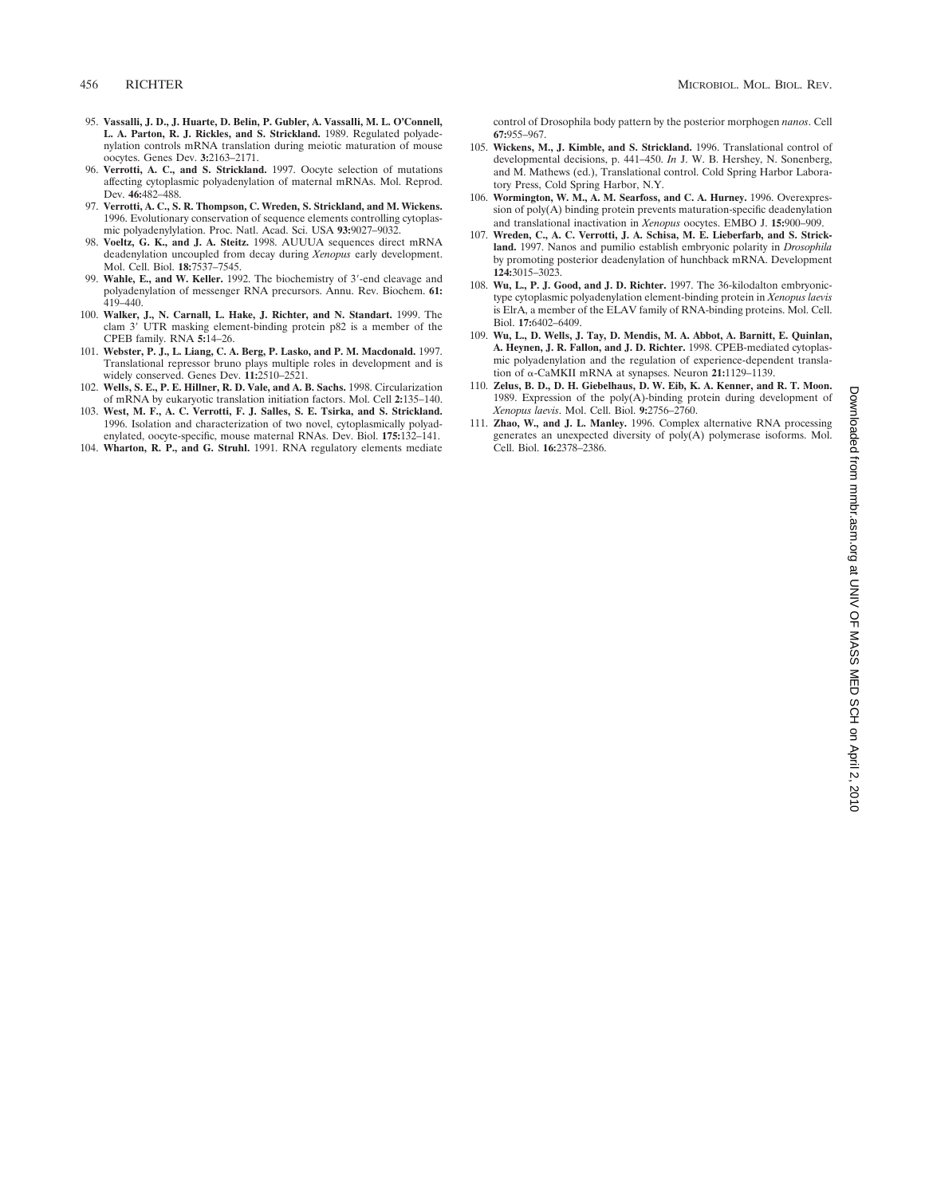95. **Vassalli, J. D., J. Huarte, D. Belin, P. Gubler, A. Vassalli, M. L. O'Connell, L. A. Parton, R. J. Rickles, and S. Strickland.** 1989. Regulated polyadenylation controls mRNA translation during meiotic maturation of mouse oocytes. Genes Dev. **3:**2163–2171.
96. **Verrotti, A. C., and S. Strickland.** 1997. Oocyte selection of mutations affecting cytoplasmic polyadenylation of maternal mRNAs. Mol. Reprod. Dev. **46:**482–488.
97. **Verrotti, A. C., S. R. Thompson, C. Wreden, S. Strickland, and M. Wickens.** 1996. Evolutionary conservation of sequence elements controlling cytoplasmic polyadenylylation. Proc. Natl. Acad. Sci. USA **93:**9027–9032.
98. **Voeltz, G. K., and J. A. Steitz.** 1998. AUUUA sequences direct mRNA deadenylation uncoupled from decay during *Xenopus* early development. Mol. Cell. Biol. **18:**7537–7545.
99. **Wahle, E., and W. Keller.** 1992. The biochemistry of 3′-end cleavage and polyadenylation of messenger RNA precursors. Annu. Rev. Biochem. **61:** 419–440.
100. **Walker, J., N. Carnall, L. Hake, J. Richter, and N. Standart.** 1999. The clam 3′ UTR masking element-binding protein p82 is a member of the CPEB family. RNA **5:**14–26.
101. **Webster, P. J., L. Liang, C. A. Berg, P. Lasko, and P. M. Macdonald.** 1997. Translational repressor bruno plays multiple roles in development and is widely conserved. Genes Dev. **11:**2510–2521.
102. **Wells, S. E., P. E. Hillner, R. D. Vale, and A. B. Sachs.** 1998. Circularization of mRNA by eukaryotic translation initiation factors. Mol. Cell **2:**135–140.
103. **West, M. F., A. C. Verrotti, F. J. Salles, S. E. Tsirka, and S. Strickland.** 1996. Isolation and characterization of two novel, cytoplasmically polyadenylated, oocyte-specific, mouse maternal RNAs. Dev. Biol. **175:**132–141.
104. **Wharton, R. P., and G. Struhl.** 1991. RNA regulatory elements mediate control of Drosophila body pattern by the posterior morphogen *nanos*. Cell **67:**955–967.
105. **Wickens, M., J. Kimble, and S. Strickland.** 1996. Translational control of developmental decisions, p. 441–450. *In* J. W. B. Hershey, N. Sonenberg, and M. Mathews (ed.), Translational control. Cold Spring Harbor Laboratory Press, Cold Spring Harbor, N.Y.
106. **Wormington, W. M., A. M. Searfoss, and C. A. Hurney.** 1996. Overexpression of poly(A) binding protein prevents maturation-specific deadenylation and translational inactivation in *Xenopus* oocytes. EMBO J. **15:**900–909.
107. **Wreden, C., A. C. Verrotti, J. A. Schisa, M. E. Lieberfarb, and S. Strickland.** 1997. Nanos and pumilio establish embryonic polarity in *Drosophila* by promoting posterior deadenylation of hunchback mRNA. Development **124:**3015–3023.
108. **Wu, L., P. J. Good, and J. D. Richter.** 1997. The 36-kilodalton embryonic-type cytoplasmic polyadenylation element-binding protein in *Xenopus laevis* is ElrA, a member of the ELAV family of RNA-binding proteins. Mol. Cell. Biol. **17:**6402–6409.
109. **Wu, L., D. Wells, J. Tay, D. Mendis, M. A. Abbot, A. Barnitt, E. Quinlan, A. Heynen, J. R. Fallon, and J. D. Richter.** 1998. CPEB-mediated cytoplasmic polyadenylation and the regulation of experience-dependent translation of α-CaMKII mRNA at synapses. Neuron **21:**1129–1139.
110. **Zelus, B. D., D. H. Giebelhaus, D. W. Eib, K. A. Kenner, and R. T. Moon.** 1989. Expression of the poly(A)-binding protein during development of *Xenopus laevis*. Mol. Cell. Biol. **9:**2756–2760.
111. **Zhao, W., and J. L. Manley.** 1996. Complex alternative RNA processing generates an unexpected diversity of poly(A) polymerase isoforms. Mol. Cell. Biol. **16:**2378–2386.